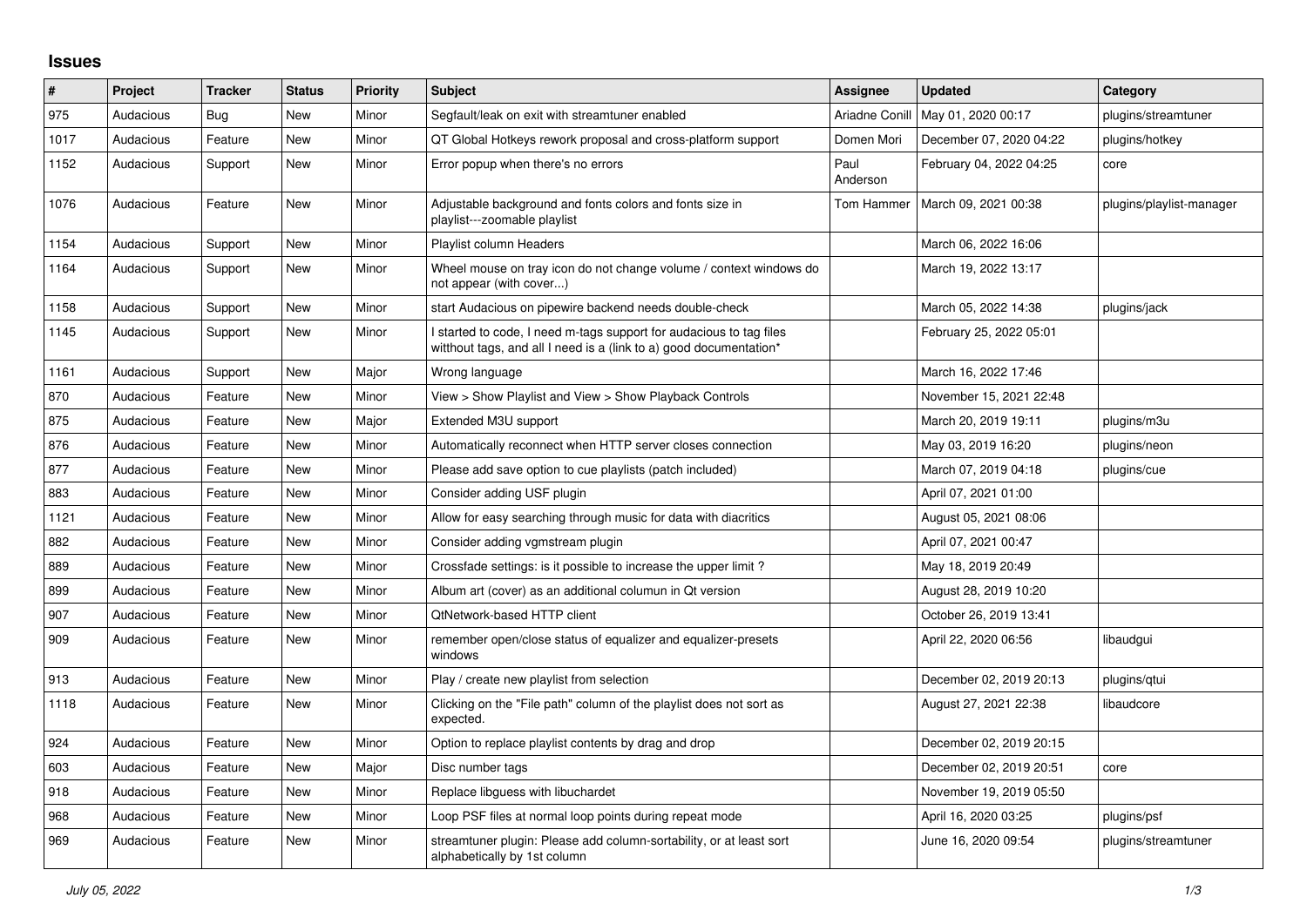# Issues

| # | Project | Tracker | Status | Priority | Subject | Assignee | Updated | Category |
|---|---|---|---|---|---|---|---|---|
| 975 | Audacious | Bug | New | Minor | Segfault/leak on exit with streamtuner enabled | Ariadne Conill | May 01, 2020 00:17 | plugins/streamtuner |
| 1017 | Audacious | Feature | New | Minor | QT Global Hotkeys rework proposal and cross-platform support | Domen Mori | December 07, 2020 04:22 | plugins/hotkey |
| 1152 | Audacious | Support | New | Minor | Error popup when there's no errors | Paul Anderson | February 04, 2022 04:25 | core |
| 1076 | Audacious | Feature | New | Minor | Adjustable background and fonts colors and fonts size in playlist---zoomable playlist | Tom Hammer | March 09, 2021 00:38 | plugins/playlist-manager |
| 1154 | Audacious | Support | New | Minor | Playlist column Headers | | March 06, 2022 16:06 | |
| 1164 | Audacious | Support | New | Minor | Wheel mouse on tray icon do not change volume / context windows do not appear (with cover...) | | March 19, 2022 13:17 | |
| 1158 | Audacious | Support | New | Minor | start Audacious on pipewire backend needs double-check | | March 05, 2022 14:38 | plugins/jack |
| 1145 | Audacious | Support | New | Minor | I started to code, I need m-tags support for audacious to tag files witthout tags, and all I need is a (link to a) good documentation* | | February 25, 2022 05:01 | |
| 1161 | Audacious | Support | New | Major | Wrong language | | March 16, 2022 17:46 | |
| 870 | Audacious | Feature | New | Minor | View > Show Playlist and View > Show Playback Controls | | November 15, 2021 22:48 | |
| 875 | Audacious | Feature | New | Major | Extended M3U support | | March 20, 2019 19:11 | plugins/m3u |
| 876 | Audacious | Feature | New | Minor | Automatically reconnect when HTTP server closes connection | | May 03, 2019 16:20 | plugins/neon |
| 877 | Audacious | Feature | New | Minor | Please add save option to cue playlists (patch included) | | March 07, 2019 04:18 | plugins/cue |
| 883 | Audacious | Feature | New | Minor | Consider adding USF plugin | | April 07, 2021 01:00 | |
| 1121 | Audacious | Feature | New | Minor | Allow for easy searching through music for data with diacritics | | August 05, 2021 08:06 | |
| 882 | Audacious | Feature | New | Minor | Consider adding vgmstream plugin | | April 07, 2021 00:47 | |
| 889 | Audacious | Feature | New | Minor | Crossfade settings: is it possible to increase the upper limit ? | | May 18, 2019 20:49 | |
| 899 | Audacious | Feature | New | Minor | Album art (cover) as an additional columun in Qt version | | August 28, 2019 10:20 | |
| 907 | Audacious | Feature | New | Minor | QtNetwork-based HTTP client | | October 26, 2019 13:41 | |
| 909 | Audacious | Feature | New | Minor | remember open/close status of equalizer and equalizer-presets windows | | April 22, 2020 06:56 | libaudgui |
| 913 | Audacious | Feature | New | Minor | Play / create new playlist from selection | | December 02, 2019 20:13 | plugins/qtui |
| 1118 | Audacious | Feature | New | Minor | Clicking on the "File path" column of the playlist does not sort as expected. | | August 27, 2021 22:38 | libaudcore |
| 924 | Audacious | Feature | New | Minor | Option to replace playlist contents by drag and drop | | December 02, 2019 20:15 | |
| 603 | Audacious | Feature | New | Major | Disc number tags | | December 02, 2019 20:51 | core |
| 918 | Audacious | Feature | New | Minor | Replace libguess with libuchardet | | November 19, 2019 05:50 | |
| 968 | Audacious | Feature | New | Minor | Loop PSF files at normal loop points during repeat mode | | April 16, 2020 03:25 | plugins/psf |
| 969 | Audacious | Feature | New | Minor | streamtuner plugin: Please add column-sortability, or at least sort alphabetically by 1st column | | June 16, 2020 09:54 | plugins/streamtuner |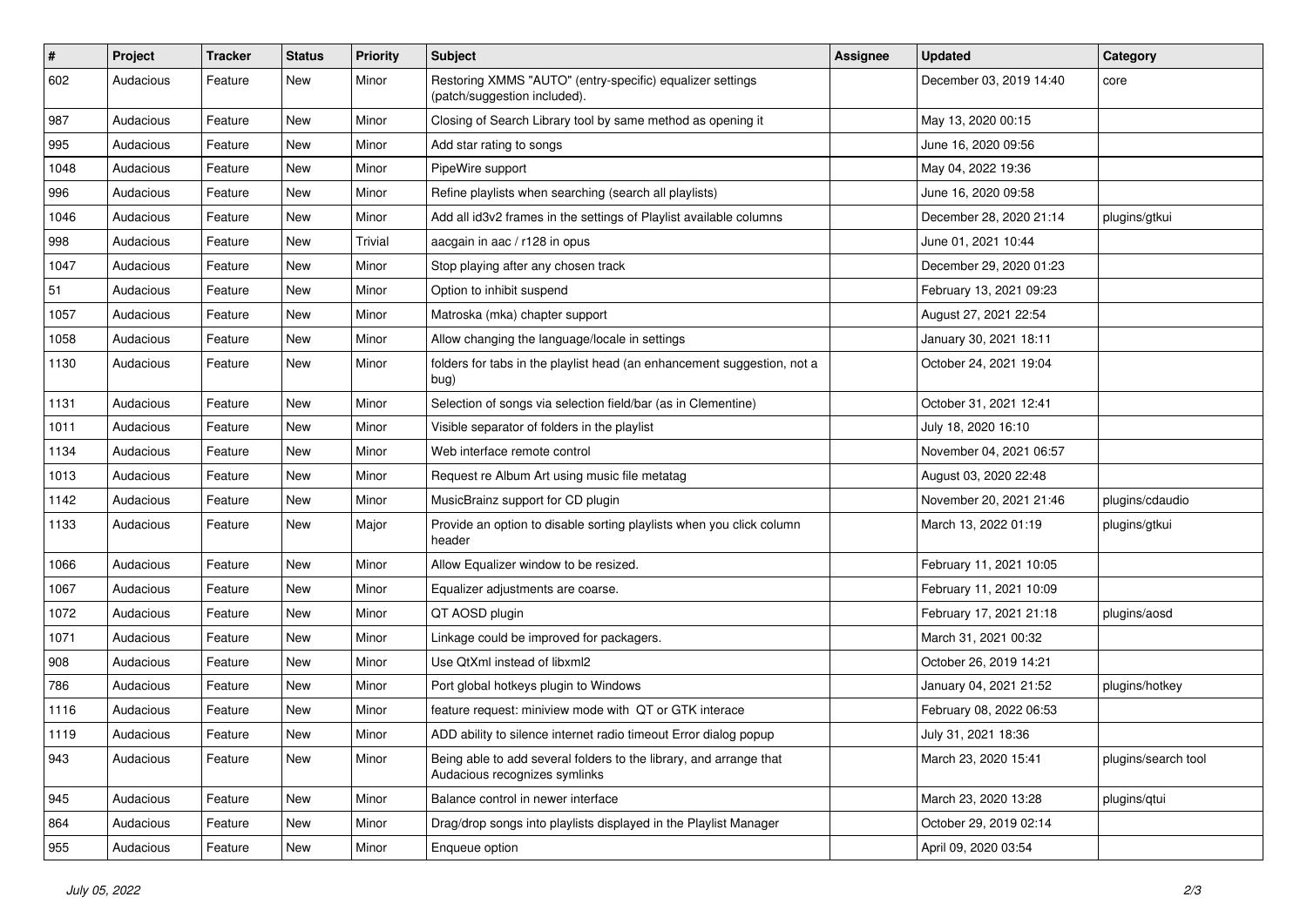| # | Project | Tracker | Status | Priority | Subject | Assignee | Updated | Category |
|---|---|---|---|---|---|---|---|---|
| 602 | Audacious | Feature | New | Minor | Restoring XMMS "AUTO" (entry-specific) equalizer settings (patch/suggestion included). | | December 03, 2019 14:40 | core |
| 987 | Audacious | Feature | New | Minor | Closing of Search Library tool by same method as opening it | | May 13, 2020 00:15 | |
| 995 | Audacious | Feature | New | Minor | Add star rating to songs | | June 16, 2020 09:56 | |
| 1048 | Audacious | Feature | New | Minor | PipeWire support | | May 04, 2022 19:36 | |
| 996 | Audacious | Feature | New | Minor | Refine playlists when searching (search all playlists) | | June 16, 2020 09:58 | |
| 1046 | Audacious | Feature | New | Minor | Add all id3v2 frames in the settings of Playlist available columns | | December 28, 2020 21:14 | plugins/gtkui |
| 998 | Audacious | Feature | New | Trivial | aacgain in aac / r128 in opus | | June 01, 2021 10:44 | |
| 1047 | Audacious | Feature | New | Minor | Stop playing after any chosen track | | December 29, 2020 01:23 | |
| 51 | Audacious | Feature | New | Minor | Option to inhibit suspend | | February 13, 2021 09:23 | |
| 1057 | Audacious | Feature | New | Minor | Matroska (mka) chapter support | | August 27, 2021 22:54 | |
| 1058 | Audacious | Feature | New | Minor | Allow changing the language/locale in settings | | January 30, 2021 18:11 | |
| 1130 | Audacious | Feature | New | Minor | folders for tabs in the playlist head (an enhancement suggestion, not a bug) | | October 24, 2021 19:04 | |
| 1131 | Audacious | Feature | New | Minor | Selection of songs via selection field/bar (as in Clementine) | | October 31, 2021 12:41 | |
| 1011 | Audacious | Feature | New | Minor | Visible separator of folders in the playlist | | July 18, 2020 16:10 | |
| 1134 | Audacious | Feature | New | Minor | Web interface remote control | | November 04, 2021 06:57 | |
| 1013 | Audacious | Feature | New | Minor | Request re Album Art using music file metatag | | August 03, 2020 22:48 | |
| 1142 | Audacious | Feature | New | Minor | MusicBrainz support for CD plugin | | November 20, 2021 21:46 | plugins/cdaudio |
| 1133 | Audacious | Feature | New | Major | Provide an option to disable sorting playlists when you click column header | | March 13, 2022 01:19 | plugins/gtkui |
| 1066 | Audacious | Feature | New | Minor | Allow Equalizer window to be resized. | | February 11, 2021 10:05 | |
| 1067 | Audacious | Feature | New | Minor | Equalizer adjustments are coarse. | | February 11, 2021 10:09 | |
| 1072 | Audacious | Feature | New | Minor | QT AOSD plugin | | February 17, 2021 21:18 | plugins/aosd |
| 1071 | Audacious | Feature | New | Minor | Linkage could be improved for packagers. | | March 31, 2021 00:32 | |
| 908 | Audacious | Feature | New | Minor | Use QtXml instead of libxml2 | | October 26, 2019 14:21 | |
| 786 | Audacious | Feature | New | Minor | Port global hotkeys plugin to Windows | | January 04, 2021 21:52 | plugins/hotkey |
| 1116 | Audacious | Feature | New | Minor | feature request: miniview mode with QT or GTK interace | | February 08, 2022 06:53 | |
| 1119 | Audacious | Feature | New | Minor | ADD ability to silence internet radio timeout Error dialog popup | | July 31, 2021 18:36 | |
| 943 | Audacious | Feature | New | Minor | Being able to add several folders to the library, and arrange that Audacious recognizes symlinks | | March 23, 2020 15:41 | plugins/search tool |
| 945 | Audacious | Feature | New | Minor | Balance control in newer interface | | March 23, 2020 13:28 | plugins/qtui |
| 864 | Audacious | Feature | New | Minor | Drag/drop songs into playlists displayed in the Playlist Manager | | October 29, 2019 02:14 | |
| 955 | Audacious | Feature | New | Minor | Enqueue option | | April 09, 2020 03:54 | |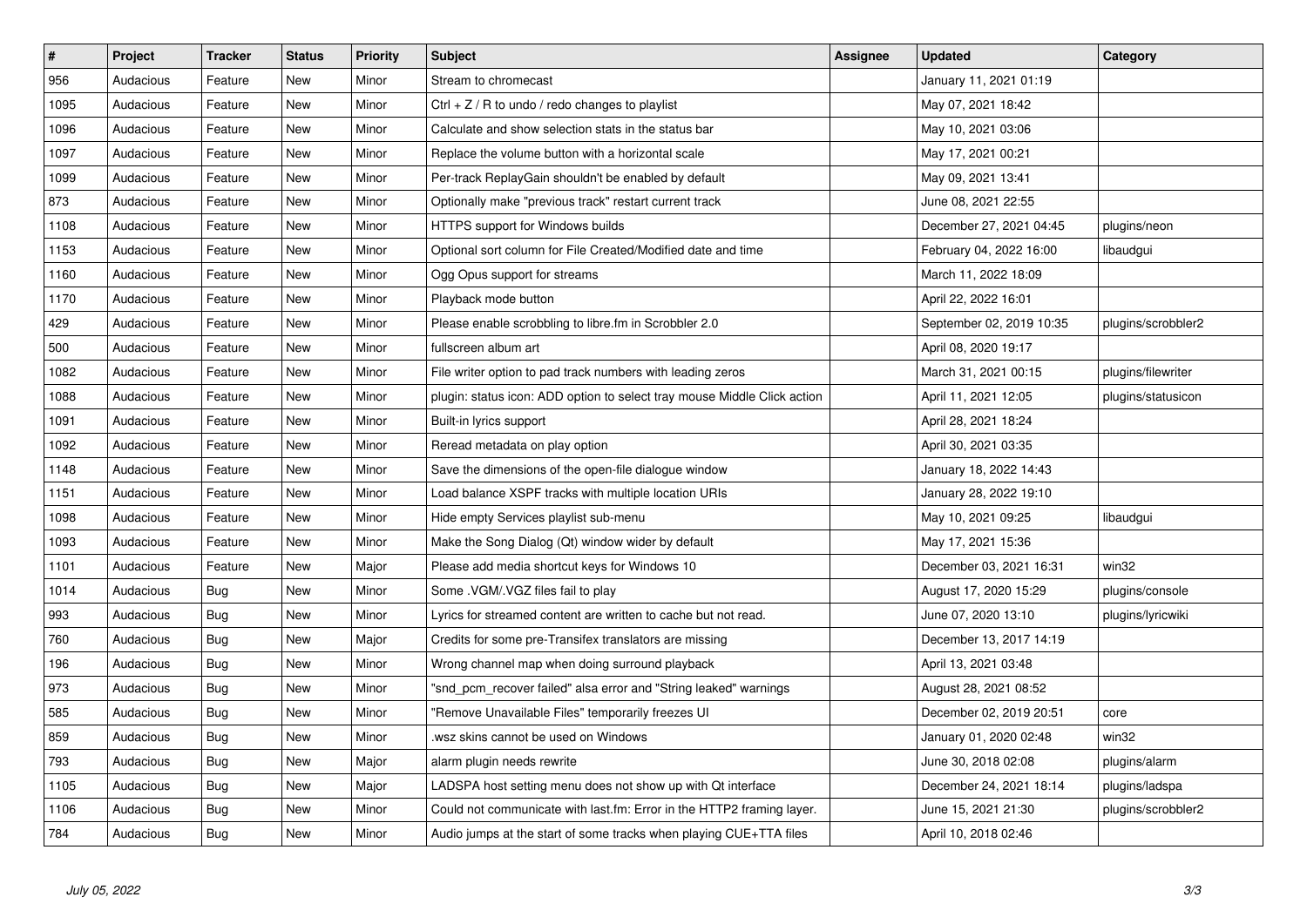| # | Project | Tracker | Status | Priority | Subject | Assignee | Updated | Category |
|---|---|---|---|---|---|---|---|---|
| 956 | Audacious | Feature | New | Minor | Stream to chromecast | | January 11, 2021 01:19 | |
| 1095 | Audacious | Feature | New | Minor | Ctrl + Z / R to undo / redo changes to playlist | | May 07, 2021 18:42 | |
| 1096 | Audacious | Feature | New | Minor | Calculate and show selection stats in the status bar | | May 10, 2021 03:06 | |
| 1097 | Audacious | Feature | New | Minor | Replace the volume button with a horizontal scale | | May 17, 2021 00:21 | |
| 1099 | Audacious | Feature | New | Minor | Per-track ReplayGain shouldn't be enabled by default | | May 09, 2021 13:41 | |
| 873 | Audacious | Feature | New | Minor | Optionally make "previous track" restart current track | | June 08, 2021 22:55 | |
| 1108 | Audacious | Feature | New | Minor | HTTPS support for Windows builds | | December 27, 2021 04:45 | plugins/neon |
| 1153 | Audacious | Feature | New | Minor | Optional sort column for File Created/Modified date and time | | February 04, 2022 16:00 | libaudgui |
| 1160 | Audacious | Feature | New | Minor | Ogg Opus support for streams | | March 11, 2022 18:09 | |
| 1170 | Audacious | Feature | New | Minor | Playback mode button | | April 22, 2022 16:01 | |
| 429 | Audacious | Feature | New | Minor | Please enable scrobbling to libre.fm in Scrobbler 2.0 | | September 02, 2019 10:35 | plugins/scrobbler2 |
| 500 | Audacious | Feature | New | Minor | fullscreen album art | | April 08, 2020 19:17 | |
| 1082 | Audacious | Feature | New | Minor | File writer option to pad track numbers with leading zeros | | March 31, 2021 00:15 | plugins/filewriter |
| 1088 | Audacious | Feature | New | Minor | plugin: status icon: ADD option to select tray mouse Middle Click action | | April 11, 2021 12:05 | plugins/statusicon |
| 1091 | Audacious | Feature | New | Minor | Built-in lyrics support | | April 28, 2021 18:24 | |
| 1092 | Audacious | Feature | New | Minor | Reread metadata on play option | | April 30, 2021 03:35 | |
| 1148 | Audacious | Feature | New | Minor | Save the dimensions of the open-file dialogue window | | January 18, 2022 14:43 | |
| 1151 | Audacious | Feature | New | Minor | Load balance XSPF tracks with multiple location URIs | | January 28, 2022 19:10 | |
| 1098 | Audacious | Feature | New | Minor | Hide empty Services playlist sub-menu | | May 10, 2021 09:25 | libaudgui |
| 1093 | Audacious | Feature | New | Minor | Make the Song Dialog (Qt) window wider by default | | May 17, 2021 15:36 | |
| 1101 | Audacious | Feature | New | Major | Please add media shortcut keys for Windows 10 | | December 03, 2021 16:31 | win32 |
| 1014 | Audacious | Bug | New | Minor | Some .VGM/.VGZ files fail to play | | August 17, 2020 15:29 | plugins/console |
| 993 | Audacious | Bug | New | Minor | Lyrics for streamed content are written to cache but not read. | | June 07, 2020 13:10 | plugins/lyricwiki |
| 760 | Audacious | Bug | New | Major | Credits for some pre-Transifex translators are missing | | December 13, 2017 14:19 | |
| 196 | Audacious | Bug | New | Minor | Wrong channel map when doing surround playback | | April 13, 2021 03:48 | |
| 973 | Audacious | Bug | New | Minor | "snd_pcm_recover failed" alsa error and "String leaked" warnings | | August 28, 2021 08:52 | |
| 585 | Audacious | Bug | New | Minor | "Remove Unavailable Files" temporarily freezes UI | | December 02, 2019 20:51 | core |
| 859 | Audacious | Bug | New | Minor | .wsz skins cannot be used on Windows | | January 01, 2020 02:48 | win32 |
| 793 | Audacious | Bug | New | Major | alarm plugin needs rewrite | | June 30, 2018 02:08 | plugins/alarm |
| 1105 | Audacious | Bug | New | Major | LADSPA host setting menu does not show up with Qt interface | | December 24, 2021 18:14 | plugins/ladspa |
| 1106 | Audacious | Bug | New | Minor | Could not communicate with last.fm: Error in the HTTP2 framing layer. | | June 15, 2021 21:30 | plugins/scrobbler2 |
| 784 | Audacious | Bug | New | Minor | Audio jumps at the start of some tracks when playing CUE+TTA files | | April 10, 2018 02:46 | |